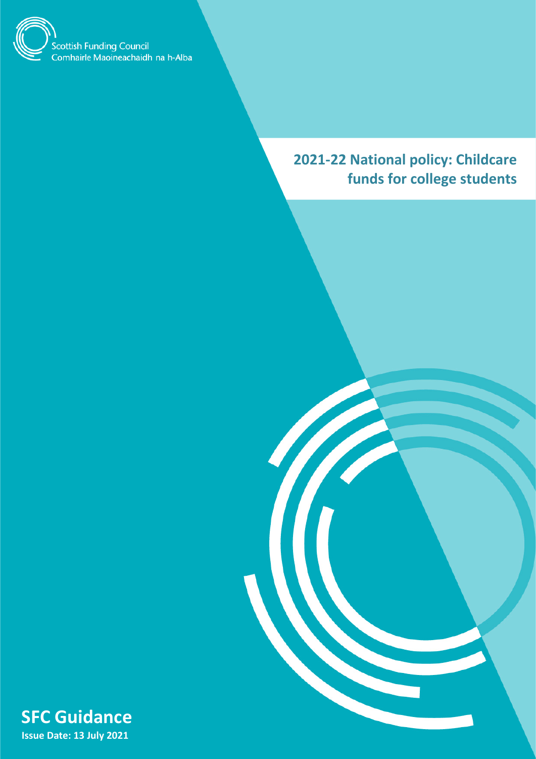Scottish Funding Council
Comhairle Maoineachaidh na h-Alba

# 2021-22 National policy: Childcare funds for college students

**SFC Guidance**

**Issue Date: 13 July 2021**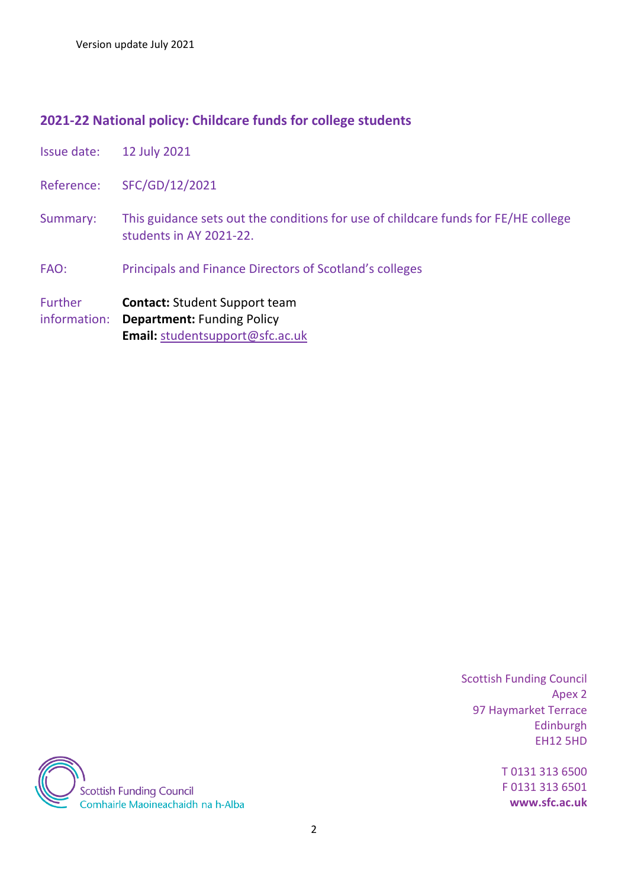Version update July 2021

## 2021-22 National policy: Childcare funds for college students

| | |
|---|---|
| Issue date: | 12 July 2021 |
| Reference: | SFC/GD/12/2021 |
| Summary: | This guidance sets out the conditions for use of childcare funds for FE/HE college students in AY 2021-22. |
| FAO: | Principals and Finance Directors of Scotland's colleges |
| Further information: | **Contact:** Student Support team<br>**Department:** Funding Policy<br>**Email:** studentsupport@sfc.ac.uk |

Scottish Funding Council
Apex 2
97 Haymarket Terrace
Edinburgh
EH12 5HD

T 0131 313 6500
F 0131 313 6501
**www.sfc.ac.uk**

Scottish Funding Council
Comhairle Maoineachaidh na h-Alba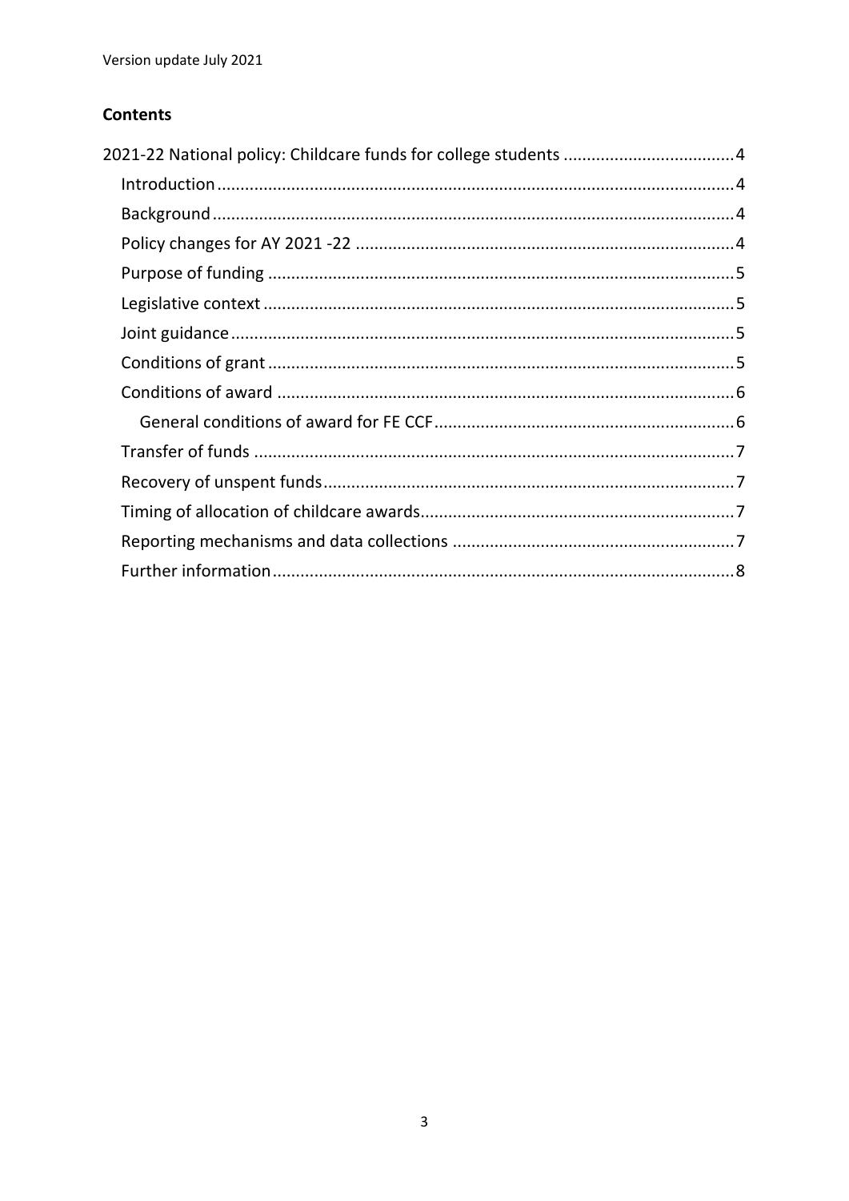## Contents

- 2021-22 National policy: Childcare funds for college students .......... 4
  - Introduction .......... 4
  - Background .......... 4
  - Policy changes for AY 2021 -22 .......... 4
  - Purpose of funding .......... 5
  - Legislative context .......... 5
  - Joint guidance .......... 5
  - Conditions of grant .......... 5
  - Conditions of award .......... 6
    - General conditions of award for FE CCF .......... 6
  - Transfer of funds .......... 7
  - Recovery of unspent funds .......... 7
  - Timing of allocation of childcare awards .......... 7
  - Reporting mechanisms and data collections .......... 7
  - Further information .......... 8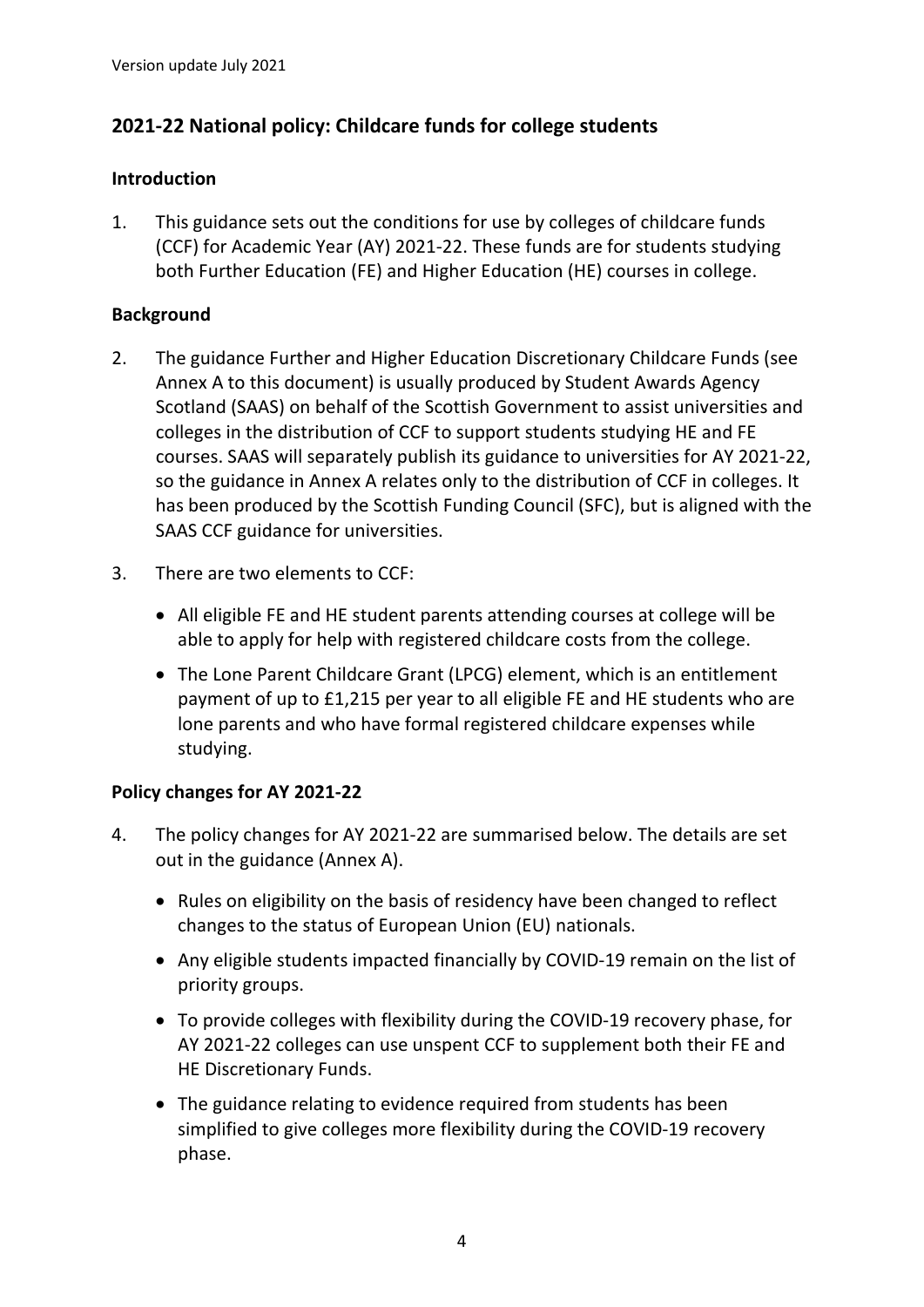## 2021-22 National policy: Childcare funds for college students

### Introduction

1. This guidance sets out the conditions for use by colleges of childcare funds (CCF) for Academic Year (AY) 2021-22. These funds are for students studying both Further Education (FE) and Higher Education (HE) courses in college.

### Background

2. The guidance Further and Higher Education Discretionary Childcare Funds (see Annex A to this document) is usually produced by Student Awards Agency Scotland (SAAS) on behalf of the Scottish Government to assist universities and colleges in the distribution of CCF to support students studying HE and FE courses. SAAS will separately publish its guidance to universities for AY 2021-22, so the guidance in Annex A relates only to the distribution of CCF in colleges. It has been produced by the Scottish Funding Council (SFC), but is aligned with the SAAS CCF guidance for universities.

3. There are two elements to CCF:
   - All eligible FE and HE student parents attending courses at college will be able to apply for help with registered childcare costs from the college.
   - The Lone Parent Childcare Grant (LPCG) element, which is an entitlement payment of up to £1,215 per year to all eligible FE and HE students who are lone parents and who have formal registered childcare expenses while studying.

### Policy changes for AY 2021-22

4. The policy changes for AY 2021-22 are summarised below. The details are set out in the guidance (Annex A).
   - Rules on eligibility on the basis of residency have been changed to reflect changes to the status of European Union (EU) nationals.
   - Any eligible students impacted financially by COVID-19 remain on the list of priority groups.
   - To provide colleges with flexibility during the COVID-19 recovery phase, for AY 2021-22 colleges can use unspent CCF to supplement both their FE and HE Discretionary Funds.
   - The guidance relating to evidence required from students has been simplified to give colleges more flexibility during the COVID-19 recovery phase.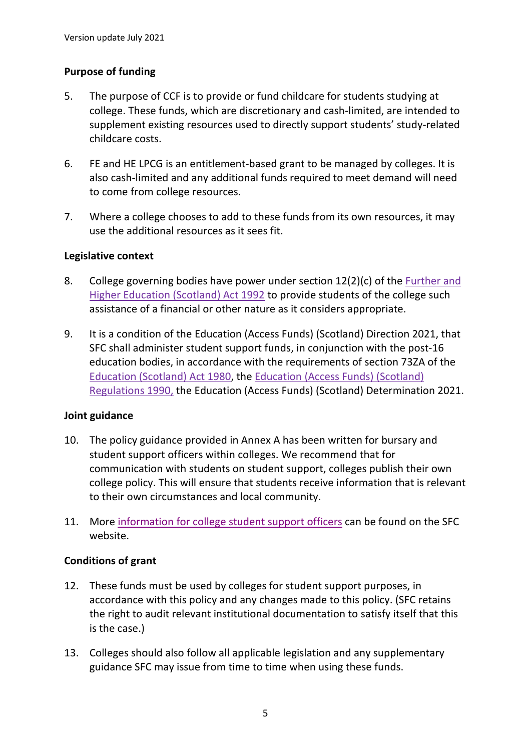## Purpose of funding

5. The purpose of CCF is to provide or fund childcare for students studying at college. These funds, which are discretionary and cash-limited, are intended to supplement existing resources used to directly support students' study-related childcare costs.

6. FE and HE LPCG is an entitlement-based grant to be managed by colleges. It is also cash-limited and any additional funds required to meet demand will need to come from college resources.

7. Where a college chooses to add to these funds from its own resources, it may use the additional resources as it sees fit.

## Legislative context

8. College governing bodies have power under section 12(2)(c) of the Further and Higher Education (Scotland) Act 1992 to provide students of the college such assistance of a financial or other nature as it considers appropriate.

9. It is a condition of the Education (Access Funds) (Scotland) Direction 2021, that SFC shall administer student support funds, in conjunction with the post-16 education bodies, in accordance with the requirements of section 73ZA of the Education (Scotland) Act 1980, the Education (Access Funds) (Scotland) Regulations 1990, the Education (Access Funds) (Scotland) Determination 2021.

## Joint guidance

10. The policy guidance provided in Annex A has been written for bursary and student support officers within colleges. We recommend that for communication with students on student support, colleges publish their own college policy. This will ensure that students receive information that is relevant to their own circumstances and local community.

11. More information for college student support officers can be found on the SFC website.

## Conditions of grant

12. These funds must be used by colleges for student support purposes, in accordance with this policy and any changes made to this policy. (SFC retains the right to audit relevant institutional documentation to satisfy itself that this is the case.)

13. Colleges should also follow all applicable legislation and any supplementary guidance SFC may issue from time to time when using these funds.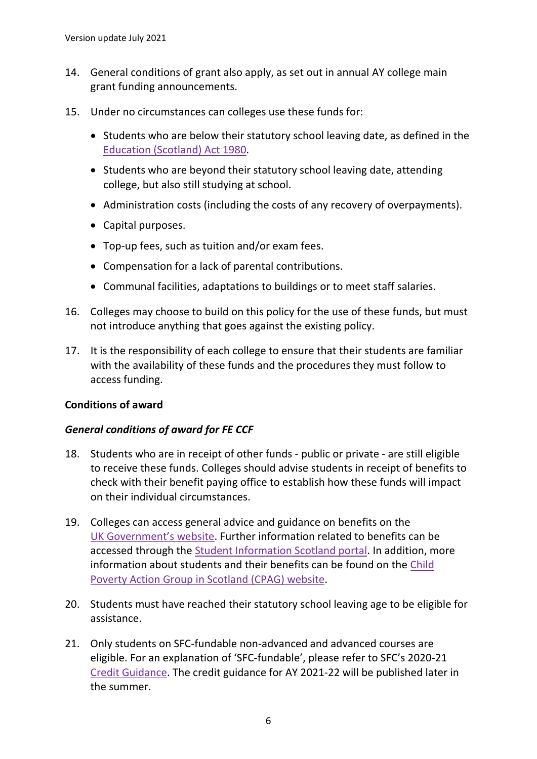14. General conditions of grant also apply, as set out in annual AY college main grant funding announcements.

15. Under no circumstances can colleges use these funds for:

    - Students who are below their statutory school leaving date, as defined in the Education (Scotland) Act 1980.
    - Students who are beyond their statutory school leaving date, attending college, but also still studying at school.
    - Administration costs (including the costs of any recovery of overpayments).
    - Capital purposes.
    - Top-up fees, such as tuition and/or exam fees.
    - Compensation for a lack of parental contributions.
    - Communal facilities, adaptations to buildings or to meet staff salaries.

16. Colleges may choose to build on this policy for the use of these funds, but must not introduce anything that goes against the existing policy.

17. It is the responsibility of each college to ensure that their students are familiar with the availability of these funds and the procedures they must follow to access funding.

**Conditions of award**

***General conditions of award for FE CCF***

18. Students who are in receipt of other funds - public or private - are still eligible to receive these funds. Colleges should advise students in receipt of benefits to check with their benefit paying office to establish how these funds will impact on their individual circumstances.

19. Colleges can access general advice and guidance on benefits on the UK Government's website. Further information related to benefits can be accessed through the Student Information Scotland portal. In addition, more information about students and their benefits can be found on the Child Poverty Action Group in Scotland (CPAG) website.

20. Students must have reached their statutory school leaving age to be eligible for assistance.

21. Only students on SFC-fundable non-advanced and advanced courses are eligible. For an explanation of 'SFC-fundable', please refer to SFC's 2020-21 Credit Guidance. The credit guidance for AY 2021-22 will be published later in the summer.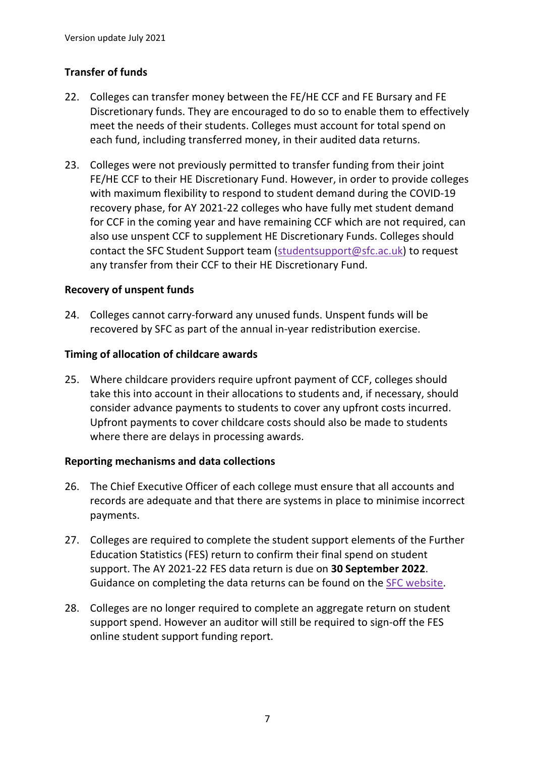**Transfer of funds**

22. Colleges can transfer money between the FE/HE CCF and FE Bursary and FE Discretionary funds. They are encouraged to do so to enable them to effectively meet the needs of their students. Colleges must account for total spend on each fund, including transferred money, in their audited data returns.

23. Colleges were not previously permitted to transfer funding from their joint FE/HE CCF to their HE Discretionary Fund. However, in order to provide colleges with maximum flexibility to respond to student demand during the COVID-19 recovery phase, for AY 2021-22 colleges who have fully met student demand for CCF in the coming year and have remaining CCF which are not required, can also use unspent CCF to supplement HE Discretionary Funds. Colleges should contact the SFC Student Support team (studentsupport@sfc.ac.uk) to request any transfer from their CCF to their HE Discretionary Fund.

**Recovery of unspent funds**

24. Colleges cannot carry-forward any unused funds. Unspent funds will be recovered by SFC as part of the annual in-year redistribution exercise.

**Timing of allocation of childcare awards**

25. Where childcare providers require upfront payment of CCF, colleges should take this into account in their allocations to students and, if necessary, should consider advance payments to students to cover any upfront costs incurred. Upfront payments to cover childcare costs should also be made to students where there are delays in processing awards.

**Reporting mechanisms and data collections**

26. The Chief Executive Officer of each college must ensure that all accounts and records are adequate and that there are systems in place to minimise incorrect payments.

27. Colleges are required to complete the student support elements of the Further Education Statistics (FES) return to confirm their final spend on student support. The AY 2021-22 FES data return is due on **30 September 2022**. Guidance on completing the data returns can be found on the SFC website.

28. Colleges are no longer required to complete an aggregate return on student support spend. However an auditor will still be required to sign-off the FES online student support funding report.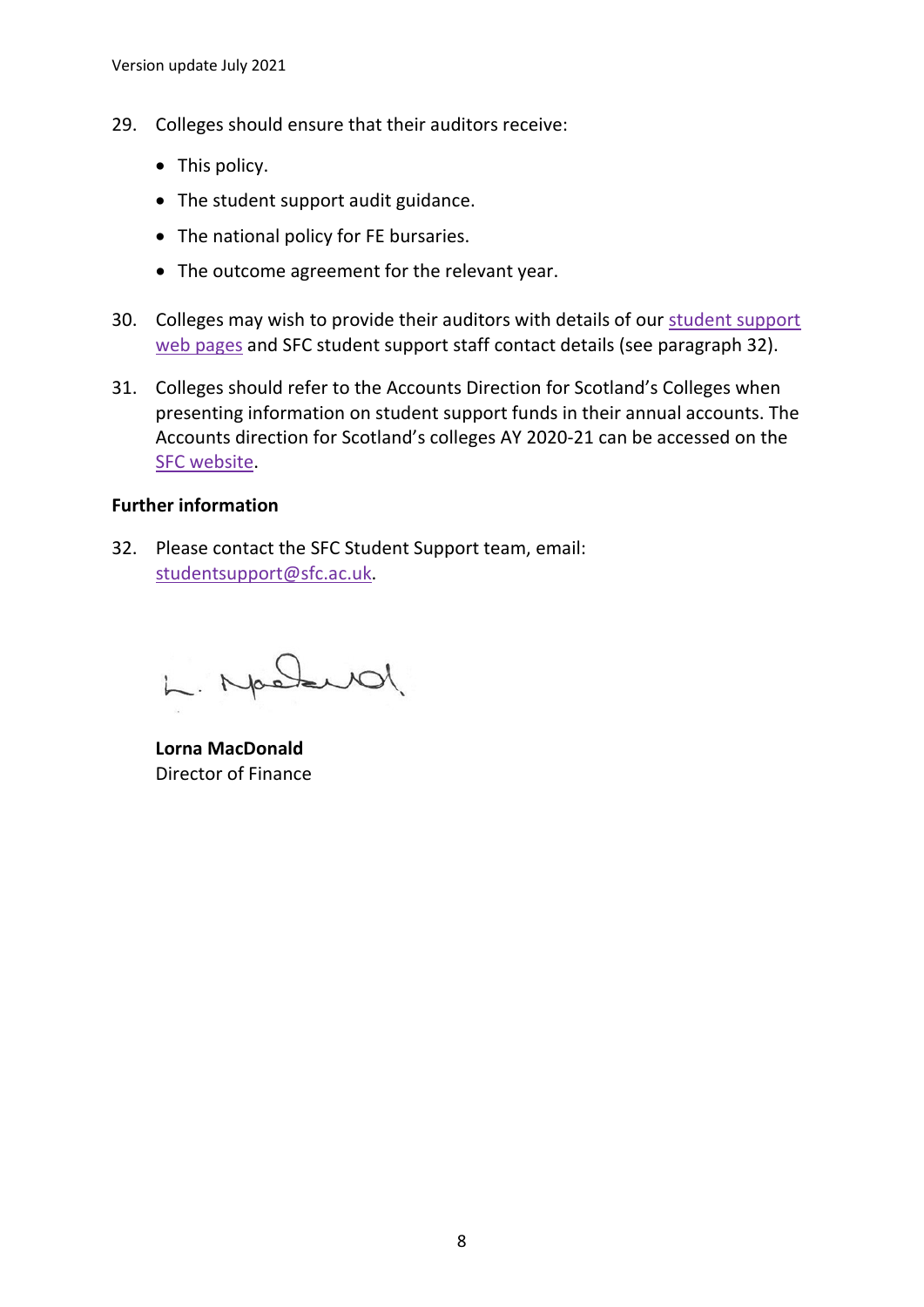29. Colleges should ensure that their auditors receive:

    - This policy.
    - The student support audit guidance.
    - The national policy for FE bursaries.
    - The outcome agreement for the relevant year.

30. Colleges may wish to provide their auditors with details of our student support web pages and SFC student support staff contact details (see paragraph 32).

31. Colleges should refer to the Accounts Direction for Scotland's Colleges when presenting information on student support funds in their annual accounts. The Accounts direction for Scotland's colleges AY 2020-21 can be accessed on the SFC website.

**Further information**

32. Please contact the SFC Student Support team, email: studentsupport@sfc.ac.uk.

**Lorna MacDonald**
Director of Finance